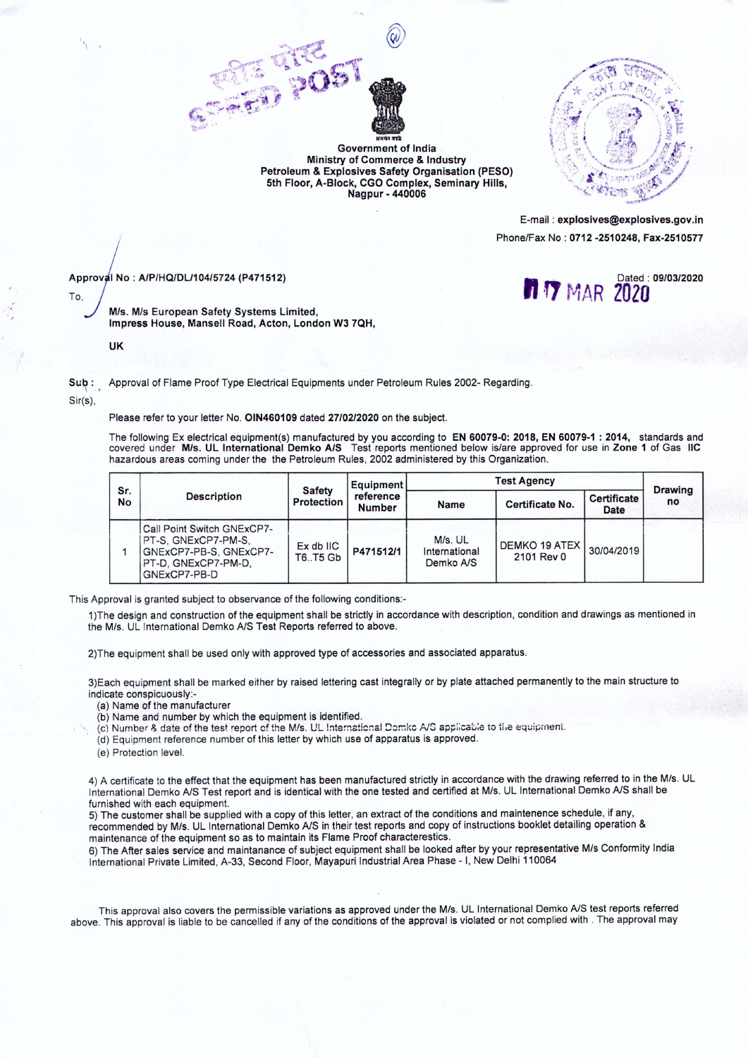स्पीड पोस्ट SPEED POST

Government of India
Ministry of Commerce & Industry
Petroleum & Explosives Safety Organisation (PESO)
5th Floor, A-Block, CGO Complex, Seminary Hills,
Nagpur - 440006

E-mail : **explosives@explosives.gov.in**
Phone/Fax No : **0712 -2510248, Fax-2510577**

**Approval No : A/P/HQ/DL/104/5724 (P471512)**

Dated : **09/03/2020**

17 MAR 2020

To,

**M/s. M/s European Safety Systems Limited,**
**Impress House, Mansell Road, Acton, London W3 7QH,**

**UK**

**Sub :** Approval of Flame Proof Type Electrical Equipments under Petroleum Rules 2002- Regarding.

Sir(s),

Please refer to your letter No. **OIN460109** dated **27/02/2020** on the subject.

The following Ex electrical equipment(s) manufactured by you according to **EN 60079-0: 2018, EN 60079-1 : 2014,** standards and covered under **M/s. UL International Demko A/S** Test reports mentioned below is/are approved for use in **Zone 1** of Gas **IIC** hazardous areas coming under the the Petroleum Rules, 2002 administered by this Organization.

| Sr. No | Description | Safety Protection | Equipment reference Number | Test Agency | | | Drawing no |
|---|---|---|---|---|---|---|---|
| | | | | Name | Certificate No. | Certificate Date | |
| 1 | Call Point Switch GNExCP7-PT-S, GNExCP7-PM-S, GNExCP7-PB-S, GNExCP7-PT-D, GNExCP7-PM-D, GNExCP7-PB-D | Ex db IIC T6..T5 Gb | P471512/1 | M/s. UL International Demko A/S | DEMKO 19 ATEX 2101 Rev 0 | 30/04/2019 | |

This Approval is granted subject to observance of the following conditions:-

1)The design and construction of the equipment shall be strictly in accordance with description, condition and drawings as mentioned in the M/s. UL International Demko A/S Test Reports referred to above.

2)The equipment shall be used only with approved type of accessories and associated apparatus.

3)Each equipment shall be marked either by raised lettering cast integrally or by plate attached permanently to the main structure to indicate conspicuously:-

(a) Name of the manufacturer
(b) Name and number by which the equipment is identified.
(c) Number & date of the test report of the M/s. UL International Demko A/S applicable to the equipment.
(d) Equipment reference number of this letter by which use of apparatus is approved.
(e) Protection level.

4) A certificate to the effect that the equipment has been manufactured strictly in accordance with the drawing referred to in the M/s. UL International Demko A/S Test report and is identical with the one tested and certified at M/s. UL International Demko A/S shall be furnished with each equipment.
5) The customer shall be supplied with a copy of this letter, an extract of the conditions and maintenence schedule, if any, recommended by M/s. UL International Demko A/S in their test reports and copy of instructions booklet detailing operation & maintenance of the equipment so as to maintain its Flame Proof characterestics.
6) The After sales service and maintanance of subject equipment shall be looked after by your representative M/s Conformity India International Private Limited, A-33, Second Floor, Mayapuri Industrial Area Phase - I, New Delhi 110064

This approval also covers the permissible variations as approved under the M/s. UL International Demko A/S test reports referred above. This approval is liable to be cancelled if any of the conditions of the approval is violated or not complied with . The approval may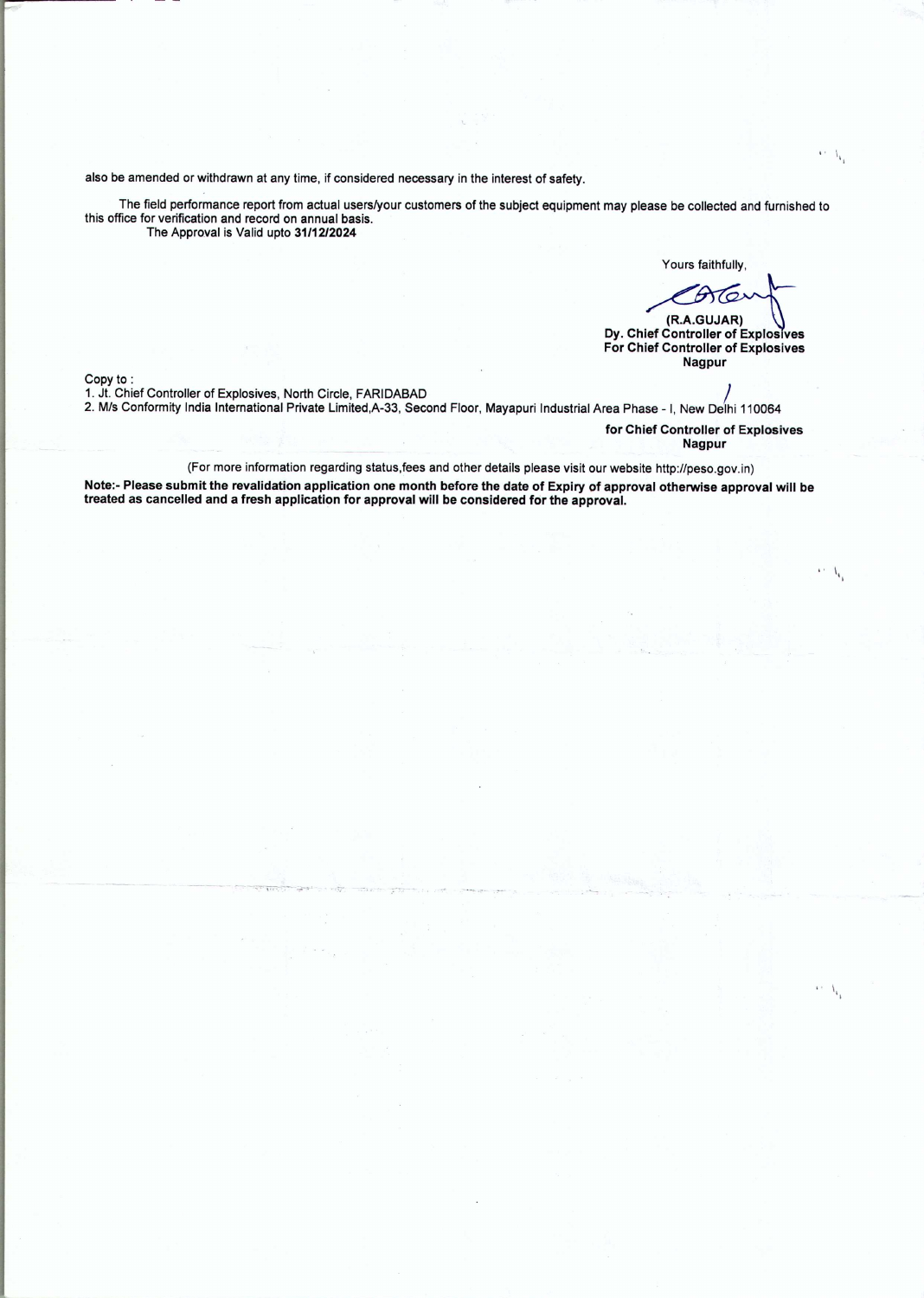also be amended or withdrawn at any time, if considered necessary in the interest of safety.

The field performance report from actual users/your customers of the subject equipment may please be collected and furnished to this office for verification and record on annual basis.

The Approval is Valid upto **31/12/2024**

Yours faithfully,

**(R.A.GUJAR)**
**Dy. Chief Controller of Explosives**
**For Chief Controller of Explosives**
**Nagpur**

Copy to :

1. Jt. Chief Controller of Explosives, North Circle, FARIDABAD
2. M/s Conformity India International Private Limited,A-33, Second Floor, Mayapuri Industrial Area Phase - I, New Delhi 110064

**for Chief Controller of Explosives**
**Nagpur**

(For more information regarding status,fees and other details please visit our website http://peso.gov.in)

**Note:- Please submit the revalidation application one month before the date of Expiry of approval otherwise approval will be treated as cancelled and a fresh application for approval will be considered for the approval.**